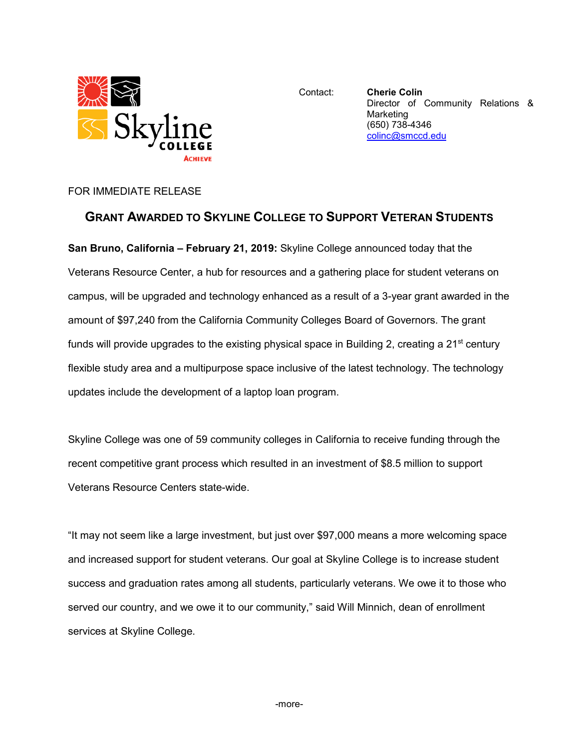Skyline College ACHIEVE

Contact: **Cherie Colin**
Director of Community Relations & Marketing
(650) 738-4346
colinc@smccd.edu

FOR IMMEDIATE RELEASE

## GRANT AWARDED TO SKYLINE COLLEGE TO SUPPORT VETERAN STUDENTS

**San Bruno, California – February 21, 2019:** Skyline College announced today that the Veterans Resource Center, a hub for resources and a gathering place for student veterans on campus, will be upgraded and technology enhanced as a result of a 3-year grant awarded in the amount of $97,240 from the California Community Colleges Board of Governors. The grant funds will provide upgrades to the existing physical space in Building 2, creating a 21st century flexible study area and a multipurpose space inclusive of the latest technology. The technology updates include the development of a laptop loan program.

Skyline College was one of 59 community colleges in California to receive funding through the recent competitive grant process which resulted in an investment of $8.5 million to support Veterans Resource Centers state-wide.

"It may not seem like a large investment, but just over $97,000 means a more welcoming space and increased support for student veterans. Our goal at Skyline College is to increase student success and graduation rates among all students, particularly veterans. We owe it to those who served our country, and we owe it to our community," said Will Minnich, dean of enrollment services at Skyline College.

-more-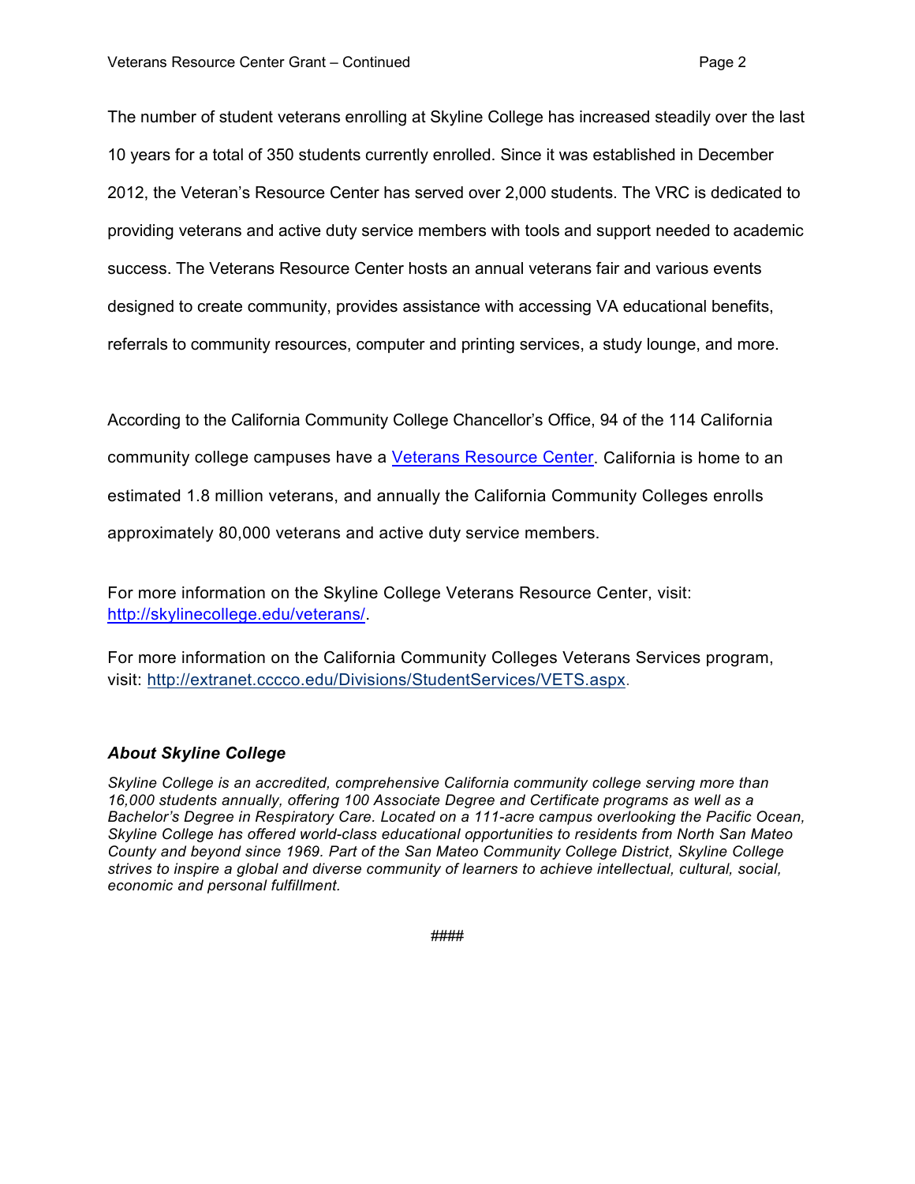The number of student veterans enrolling at Skyline College has increased steadily over the last 10 years for a total of 350 students currently enrolled. Since it was established in December 2012, the Veteran's Resource Center has served over 2,000 students. The VRC is dedicated to providing veterans and active duty service members with tools and support needed to academic success. The Veterans Resource Center hosts an annual veterans fair and various events designed to create community, provides assistance with accessing VA educational benefits, referrals to community resources, computer and printing services, a study lounge, and more.

According to the California Community College Chancellor's Office, 94 of the 114 California community college campuses have a Veterans Resource Center. California is home to an estimated 1.8 million veterans, and annually the California Community Colleges enrolls approximately 80,000 veterans and active duty service members.

For more information on the Skyline College Veterans Resource Center, visit: http://skylinecollege.edu/veterans/.

For more information on the California Community Colleges Veterans Services program, visit: http://extranet.cccco.edu/Divisions/StudentServices/VETS.aspx.

### *About Skyline College*

*Skyline College is an accredited, comprehensive California community college serving more than 16,000 students annually, offering 100 Associate Degree and Certificate programs as well as a Bachelor's Degree in Respiratory Care. Located on a 111-acre campus overlooking the Pacific Ocean, Skyline College has offered world-class educational opportunities to residents from North San Mateo County and beyond since 1969. Part of the San Mateo Community College District, Skyline College strives to inspire a global and diverse community of learners to achieve intellectual, cultural, social, economic and personal fulfillment.*

####